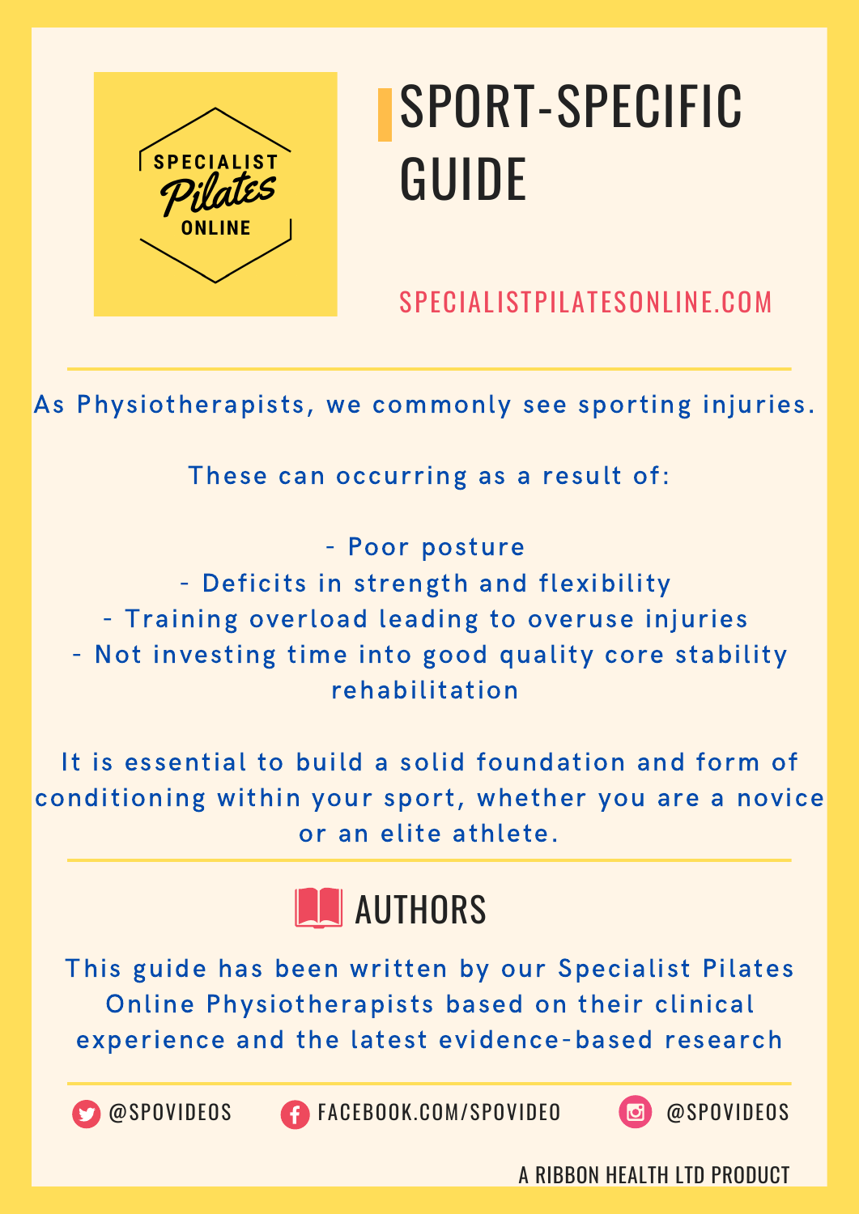SPECIALIST Pilates ONLINE

# SPORT-SPECIFIC GUIDE

SPECIALISTPILATESONLINE.COM

As Physiotherapists, we commonly see sporting injuries.

These can occurring as a result of:

- Poor posture
- Deficits in strength and flexibility
- Training overload leading to overuse injuries
- Not investing time into good quality core stability rehabilitation

It is essential to build a solid foundation and form of conditioning within your sport, whether you are a novice or an elite athlete.

## AUTHORS

This guide has been written by our Specialist Pilates Online Physiotherapists based on their clinical experience and the latest evidence-based research

@SPOVIDEOS FACEBOOK.COM/SPOVIDEO @SPOVIDEOS

A RIBBON HEALTH LTD PRODUCT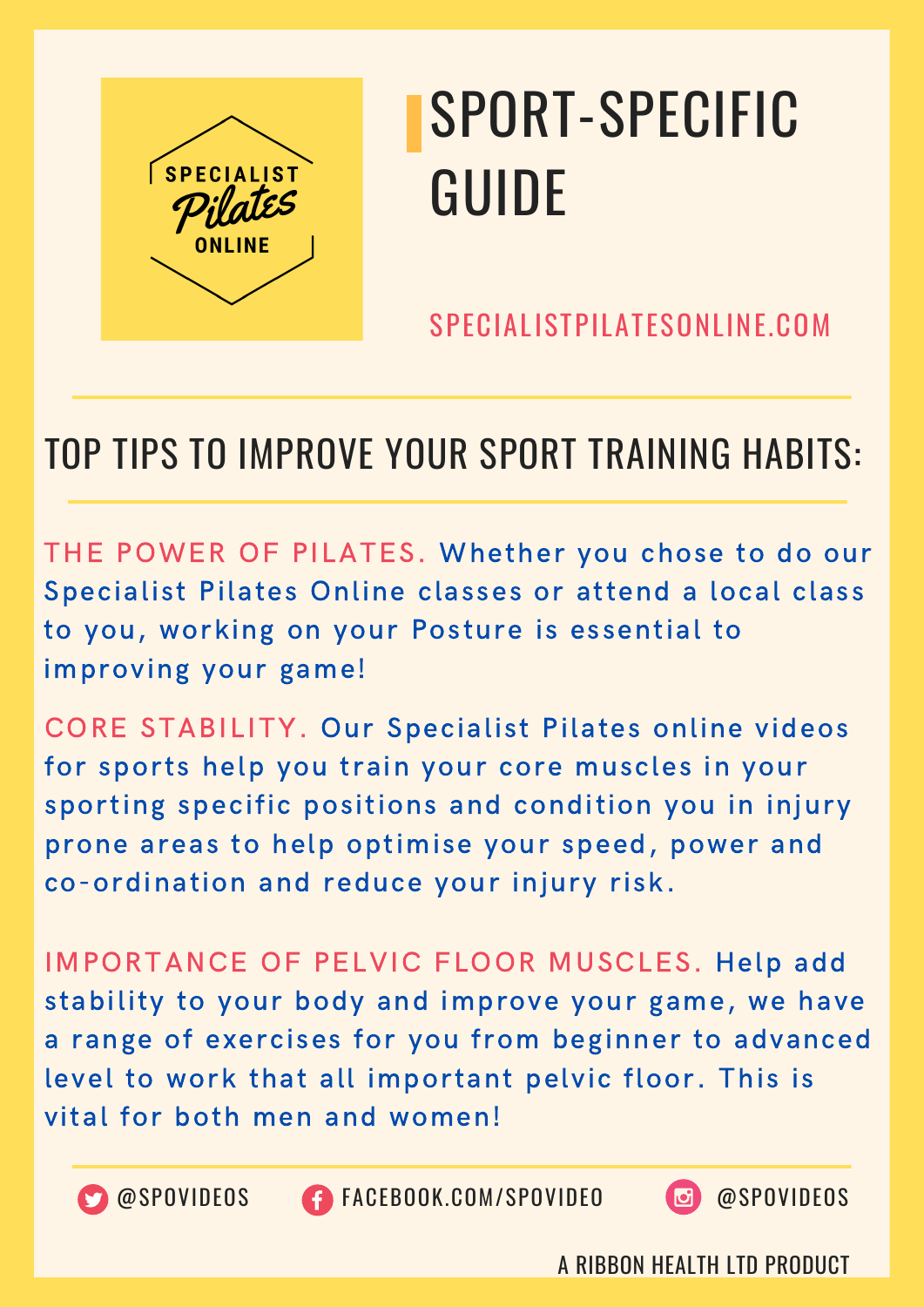SPECIALIST Pilates ONLINE

# SPORT-SPECIFIC GUIDE

SPECIALISTPILATESONLINE.COM

## TOP TIPS TO IMPROVE YOUR SPORT TRAINING HABITS:

**THE POWER OF PILATES.** Whether you chose to do our Specialist Pilates Online classes or attend a local class to you, working on your Posture is essential to improving your game!

**CORE STABILITY.** Our Specialist Pilates online videos for sports help you train your core muscles in your sporting specific positions and condition you in injury prone areas to help optimise your speed, power and co-ordination and reduce your injury risk.

**IMPORTANCE OF PELVIC FLOOR MUSCLES.** Help add stability to your body and improve your game, we have a range of exercises for you from beginner to advanced level to work that all important pelvic floor. This is vital for both men and women!

@SPOVIDEOS FACEBOOK.COM/SPOVIDEO @SPOVIDEOS

A RIBBON HEALTH LTD PRODUCT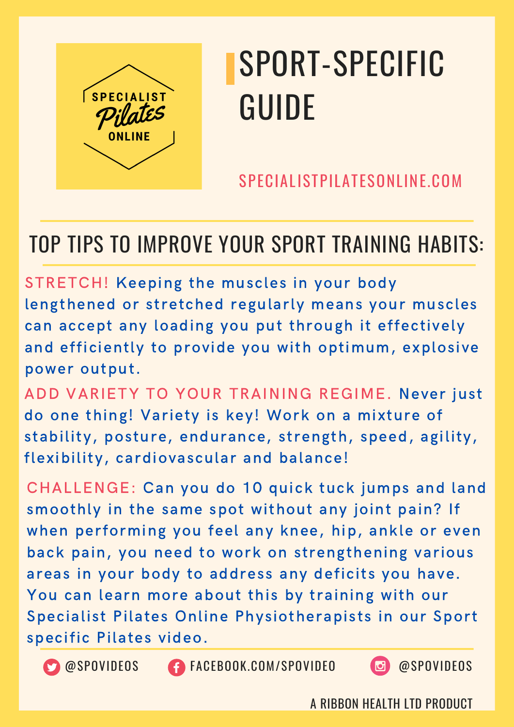SPECIALIST Pilates ONLINE

# SPORT-SPECIFIC GUIDE

SPECIALISTPILATESONLINE.COM

## TOP TIPS TO IMPROVE YOUR SPORT TRAINING HABITS:

**STRETCH!** Keeping the muscles in your body lengthened or stretched regularly means your muscles can accept any loading you put through it effectively and efficiently to provide you with optimum, explosive power output.

**ADD VARIETY TO YOUR TRAINING REGIME.** Never just do one thing! Variety is key! Work on a mixture of stability, posture, endurance, strength, speed, agility, flexibility, cardiovascular and balance!

**CHALLENGE:** Can you do 10 quick tuck jumps and land smoothly in the same spot without any joint pain? If when performing you feel any knee, hip, ankle or even back pain, you need to work on strengthening various areas in your body to address any deficits you have. You can learn more about this by training with our Specialist Pilates Online Physiotherapists in our Sport specific Pilates video.

@SPOVIDEOS FACEBOOK.COM/SPOVIDEO @SPOVIDEOS

A RIBBON HEALTH LTD PRODUCT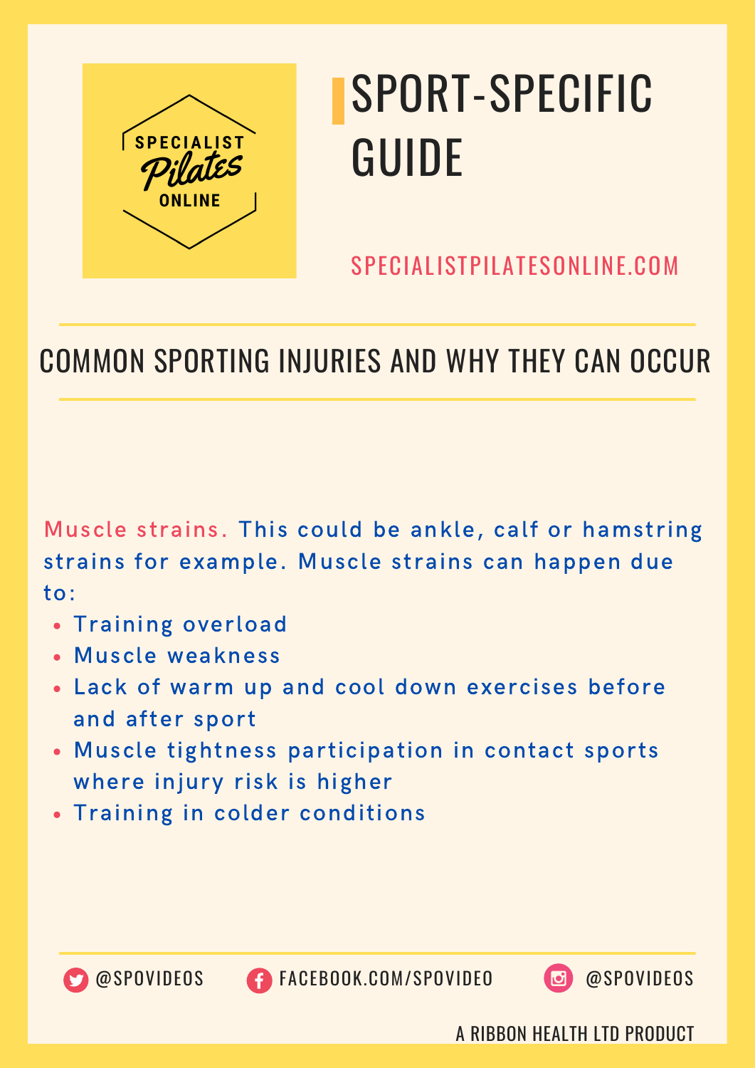# SPORT-SPECIFIC GUIDE

SPECIALISTPILATESONLINE.COM

## COMMON SPORTING INJURIES AND WHY THEY CAN OCCUR

Muscle strains. This could be ankle, calf or hamstring strains for example. Muscle strains can happen due to:

- Training overload
- Muscle weakness
- Lack of warm up and cool down exercises before and after sport
- Muscle tightness participation in contact sports where injury risk is higher
- Training in colder conditions

@SPOVIDEOS FACEBOOK.COM/SPOVIDEO @SPOVIDEOS

A RIBBON HEALTH LTD PRODUCT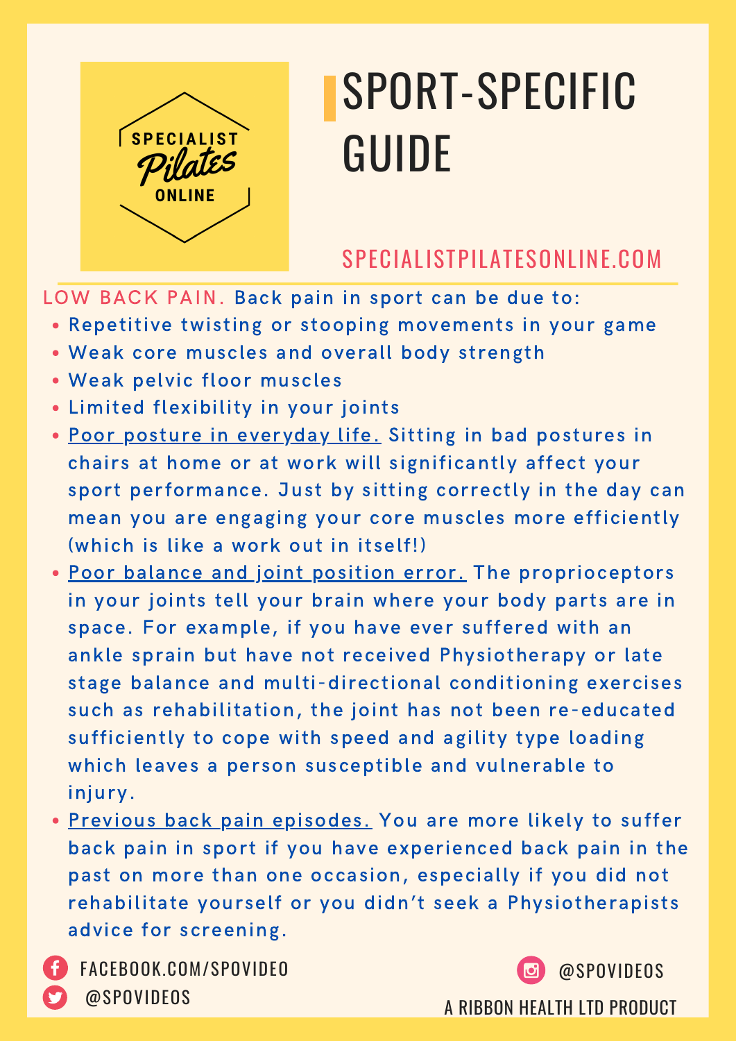SPECIALIST Pilates ONLINE

# SPORT-SPECIFIC GUIDE

SPECIALISTPILATESONLINE.COM

LOW BACK PAIN. Back pain in sport can be due to:

- Repetitive twisting or stooping movements in your game
- Weak core muscles and overall body strength
- Weak pelvic floor muscles
- Limited flexibility in your joints
- Poor posture in everyday life. Sitting in bad postures in chairs at home or at work will significantly affect your sport performance. Just by sitting correctly in the day can mean you are engaging your core muscles more efficiently (which is like a work out in itself!)
- Poor balance and joint position error. The proprioceptors in your joints tell your brain where your body parts are in space. For example, if you have ever suffered with an ankle sprain but have not received Physiotherapy or late stage balance and multi-directional conditioning exercises such as rehabilitation, the joint has not been re-educated sufficiently to cope with speed and agility type loading which leaves a person susceptible and vulnerable to injury.
- Previous back pain episodes. You are more likely to suffer back pain in sport if you have experienced back pain in the past on more than one occasion, especially if you did not rehabilitate yourself or you didn't seek a Physiotherapists advice for screening.

FACEBOOK.COM/SPOVIDEO

@SPOVIDEOS

@SPOVIDEOS

A RIBBON HEALTH LTD PRODUCT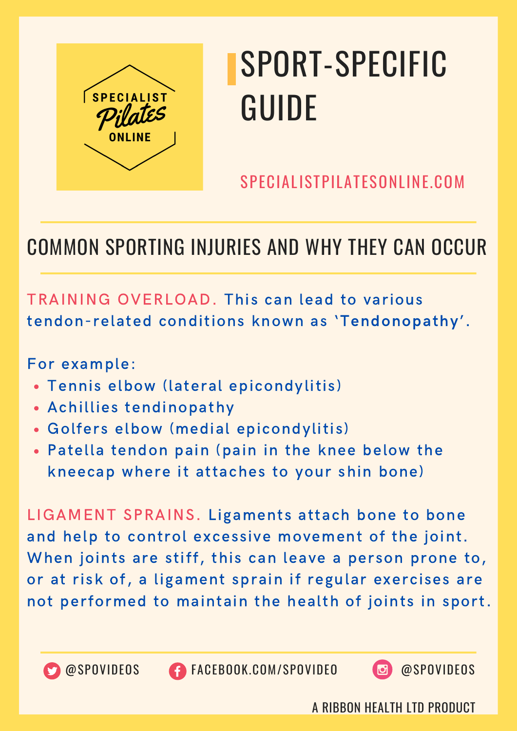SPECIALIST Pilates ONLINE

# SPORT-SPECIFIC GUIDE

SPECIALISTPILATESONLINE.COM

## COMMON SPORTING INJURIES AND WHY THEY CAN OCCUR

**TRAINING OVERLOAD.** This can lead to various tendon-related conditions known as 'Tendonopathy'.

For example:

- Tennis elbow (lateral epicondylitis)
- Achillies tendinopathy
- Golfers elbow (medial epicondylitis)
- Patella tendon pain (pain in the knee below the kneecap where it attaches to your shin bone)

**LIGAMENT SPRAINS.** Ligaments attach bone to bone and help to control excessive movement of the joint. When joints are stiff, this can leave a person prone to, or at risk of, a ligament sprain if regular exercises are not performed to maintain the health of joints in sport.

@SPOVIDEOS FACEBOOK.COM/SPOVIDEO @SPOVIDEOS

A RIBBON HEALTH LTD PRODUCT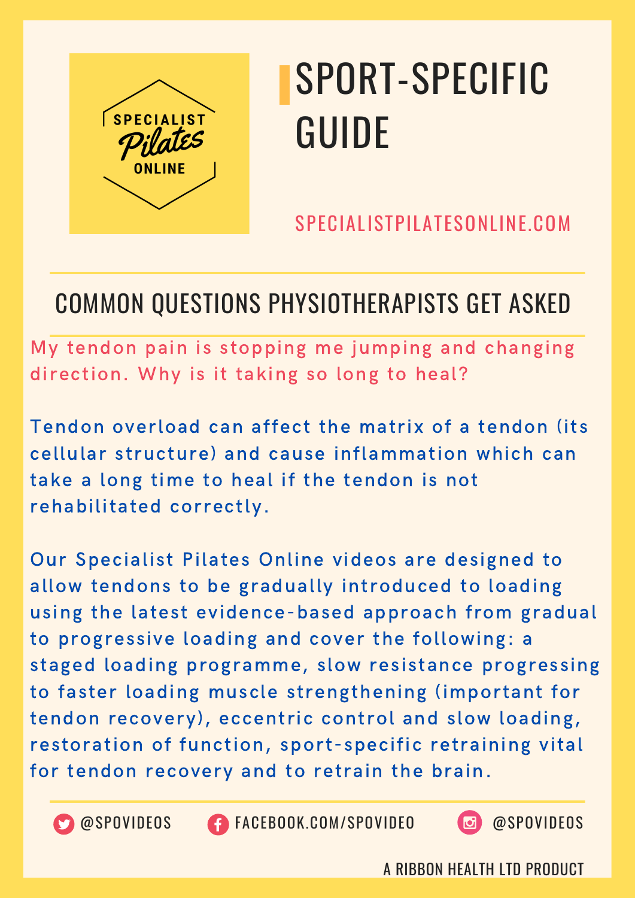SPECIALIST Pilates ONLINE

# SPORT-SPECIFIC GUIDE

SPECIALISTPILATESONLINE.COM

## COMMON QUESTIONS PHYSIOTHERAPISTS GET ASKED

My tendon pain is stopping me jumping and changing direction. Why is it taking so long to heal?

Tendon overload can affect the matrix of a tendon (its cellular structure) and cause inflammation which can take a long time to heal if the tendon is not rehabilitated correctly.

Our Specialist Pilates Online videos are designed to allow tendons to be gradually introduced to loading using the latest evidence-based approach from gradual to progressive loading and cover the following: a staged loading programme, slow resistance progressing to faster loading muscle strengthening (important for tendon recovery), eccentric control and slow loading, restoration of function, sport-specific retraining vital for tendon recovery and to retrain the brain.

@SPOVIDEOS FACEBOOK.COM/SPOVIDEO @SPOVIDEOS

A RIBBON HEALTH LTD PRODUCT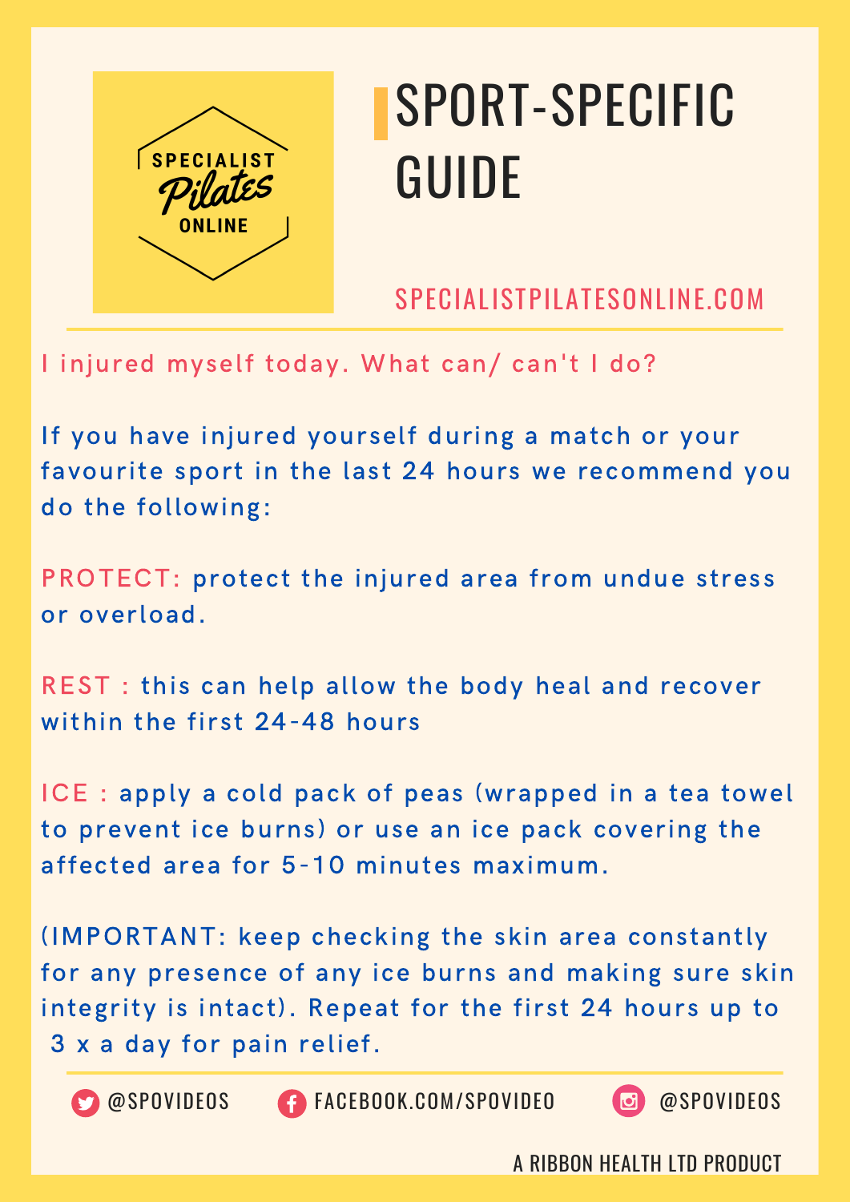# SPORT-SPECIFIC GUIDE

SPECIALISTPILATESONLINE.COM

I injured myself today. What can/ can't I do?

If you have injured yourself during a match or your favourite sport in the last 24 hours we recommend you do the following:

PROTECT: protect the injured area from undue stress or overload.

REST : this can help allow the body heal and recover within the first 24-48 hours

ICE : apply a cold pack of peas (wrapped in a tea towel to prevent ice burns) or use an ice pack covering the affected area for 5-10 minutes maximum.

(IMPORTANT: keep checking the skin area constantly for any presence of any ice burns and making sure skin integrity is intact). Repeat for the first 24 hours up to 3 x a day for pain relief.

@SPOVIDEOS FACEBOOK.COM/SPOVIDEO @SPOVIDEOS

A RIBBON HEALTH LTD PRODUCT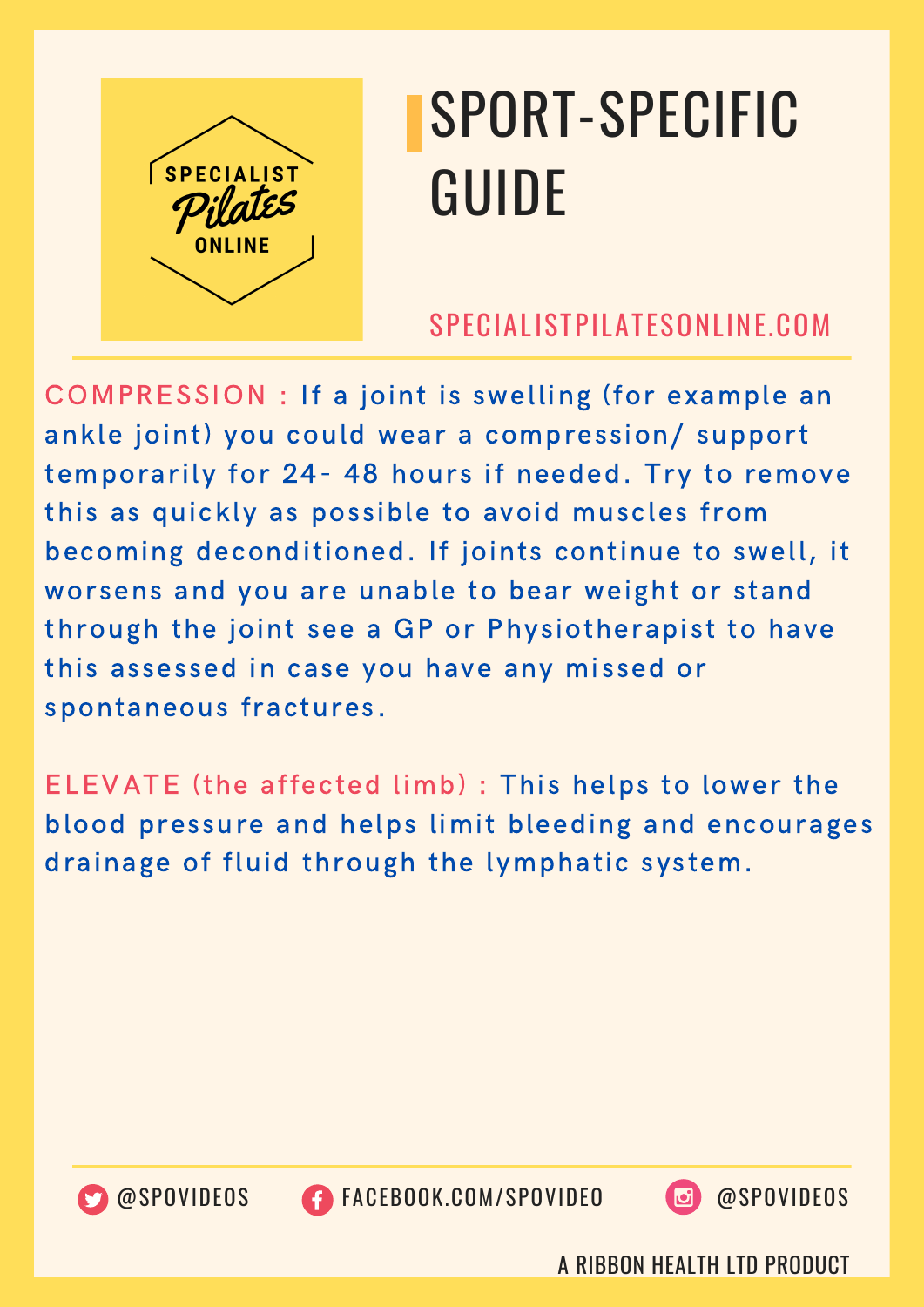# SPORT-SPECIFIC GUIDE

SPECIALISTPILATESONLINE.COM

**COMPRESSION :** If a joint is swelling (for example an ankle joint) you could wear a compression/ support temporarily for 24- 48 hours if needed. Try to remove this as quickly as possible to avoid muscles from becoming deconditioned. If joints continue to swell, it worsens and you are unable to bear weight or stand through the joint see a GP or Physiotherapist to have this assessed in case you have any missed or spontaneous fractures.

**ELEVATE (the affected limb) :** This helps to lower the blood pressure and helps limit bleeding and encourages drainage of fluid through the lymphatic system.

@SPOVIDEOS FACEBOOK.COM/SPOVIDEO @SPOVIDEOS

A RIBBON HEALTH LTD PRODUCT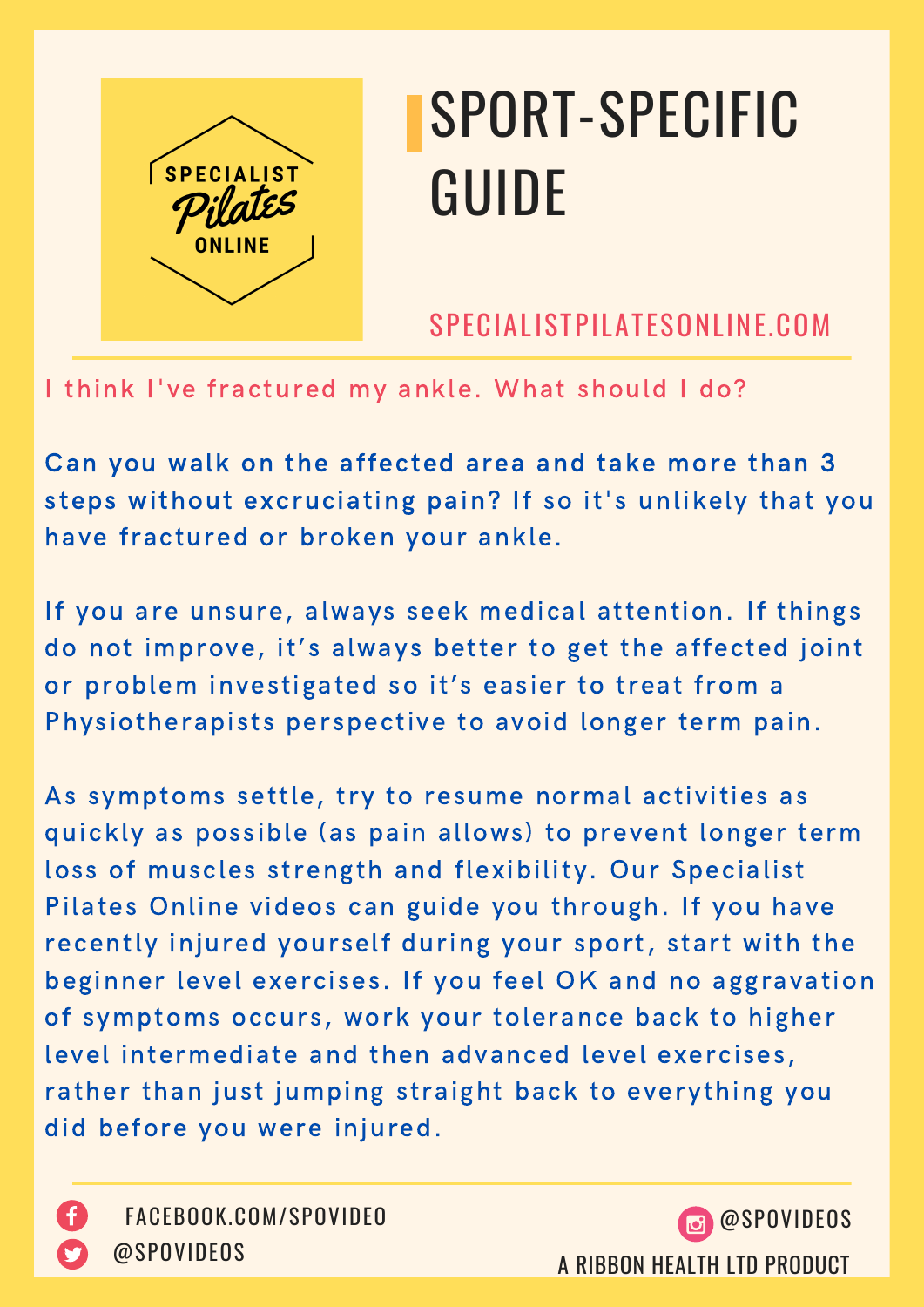# SPORT-SPECIFIC GUIDE

SPECIALISTPILATESONLINE.COM

I think I've fractured my ankle. What should I do?

Can you walk on the affected area and take more than 3 steps without excruciating pain? If so it's unlikely that you have fractured or broken your ankle.

If you are unsure, always seek medical attention. If things do not improve, it's always better to get the affected joint or problem investigated so it's easier to treat from a Physiotherapists perspective to avoid longer term pain.

As symptoms settle, try to resume normal activities as quickly as possible (as pain allows) to prevent longer term loss of muscles strength and flexibility. Our Specialist Pilates Online videos can guide you through. If you have recently injured yourself during your sport, start with the beginner level exercises. If you feel OK and no aggravation of symptoms occurs, work your tolerance back to higher level intermediate and then advanced level exercises, rather than just jumping straight back to everything you did before you were injured.

FACEBOOK.COM/SPOVIDEO

@SPOVIDEOS

@SPOVIDEOS

A RIBBON HEALTH LTD PRODUCT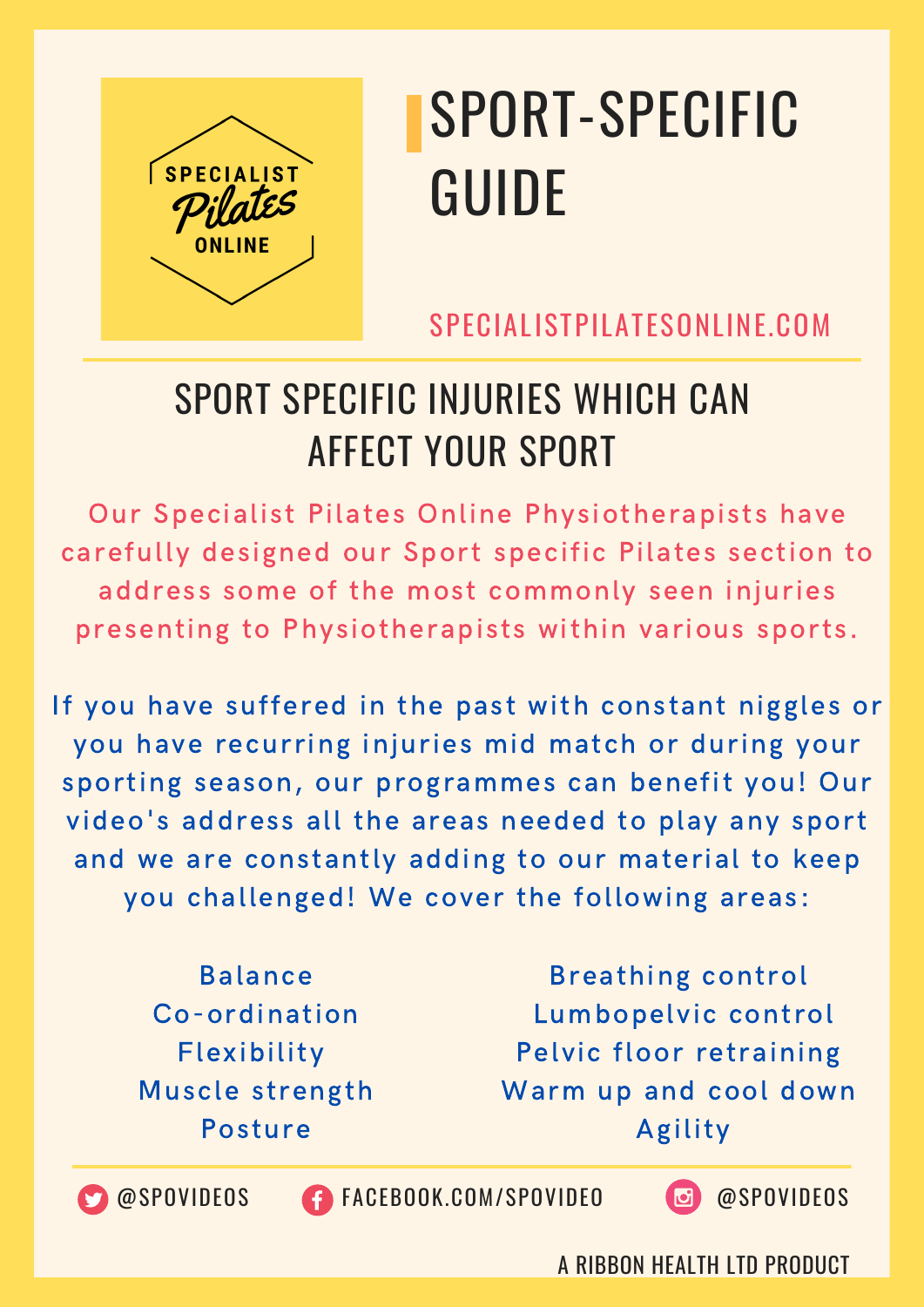SPECIALIST Pilates ONLINE

# SPORT-SPECIFIC GUIDE

SPECIALISTPILATESONLINE.COM

## SPORT SPECIFIC INJURIES WHICH CAN AFFECT YOUR SPORT

Our Specialist Pilates Online Physiotherapists have carefully designed our Sport specific Pilates section to address some of the most commonly seen injuries presenting to Physiotherapists within various sports.

If you have suffered in the past with constant niggles or you have recurring injuries mid match or during your sporting season, our programmes can benefit you! Our video's address all the areas needed to play any sport and we are constantly adding to our material to keep you challenged! We cover the following areas:

- Balance
- Co-ordination
- Flexibility
- Muscle strength
- Posture
- Breathing control
- Lumbopelvic control
- Pelvic floor retraining
- Warm up and cool down
- Agility

@SPOVIDEOS FACEBOOK.COM/SPOVIDEO @SPOVIDEOS

A RIBBON HEALTH LTD PRODUCT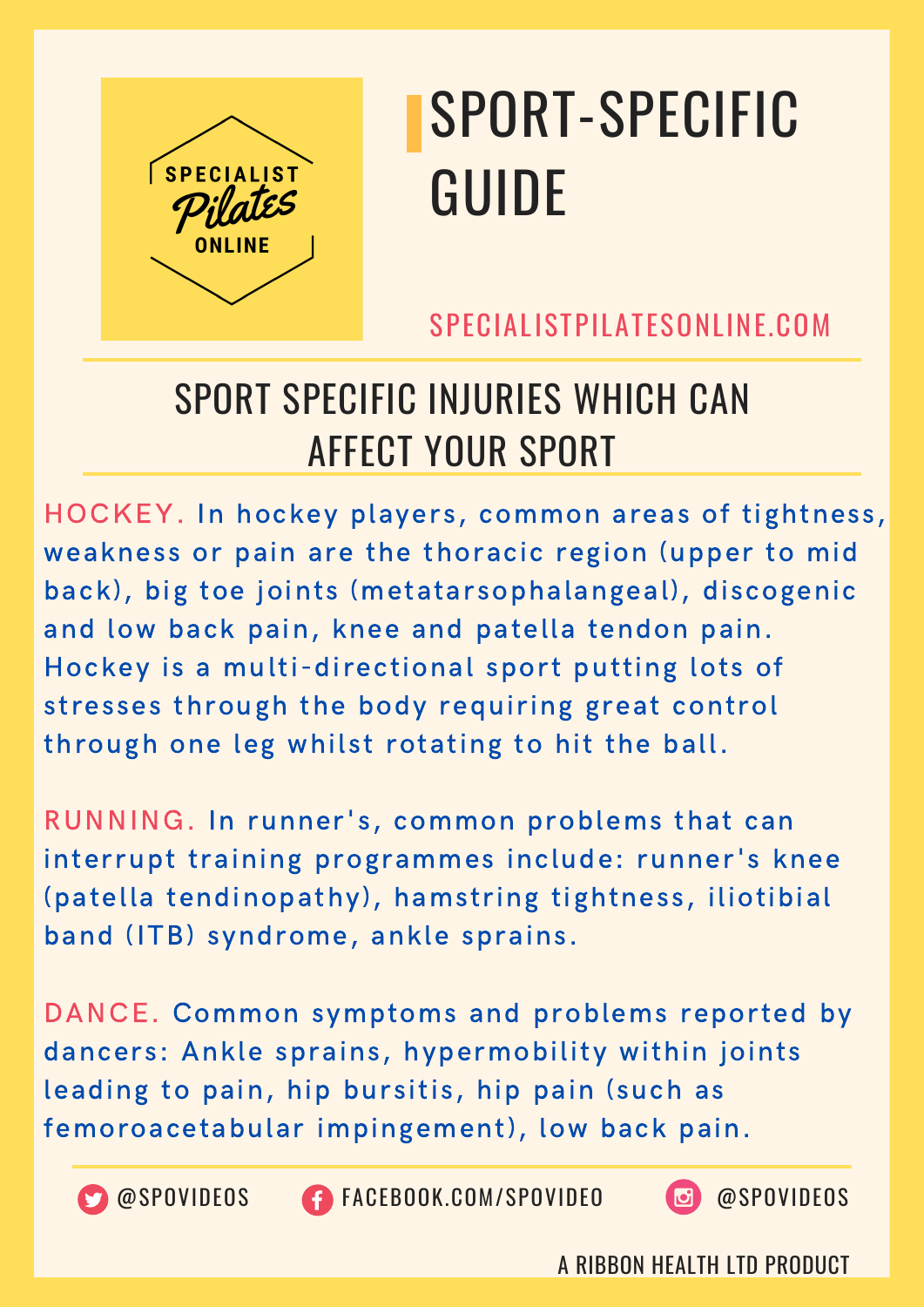SPECIALIST Pilates ONLINE

# SPORT-SPECIFIC GUIDE

SPECIALISTPILATESONLINE.COM

## SPORT SPECIFIC INJURIES WHICH CAN AFFECT YOUR SPORT

**HOCKEY.** In hockey players, common areas of tightness, weakness or pain are the thoracic region (upper to mid back), big toe joints (metatarsophalangeal), discogenic and low back pain, knee and patella tendon pain. Hockey is a multi-directional sport putting lots of stresses through the body requiring great control through one leg whilst rotating to hit the ball.

**RUNNING.** In runner's, common problems that can interrupt training programmes include: runner's knee (patella tendinopathy), hamstring tightness, iliotibial band (ITB) syndrome, ankle sprains.

**DANCE.** Common symptoms and problems reported by dancers: Ankle sprains, hypermobility within joints leading to pain, hip bursitis, hip pain (such as femoroacetabular impingement), low back pain.

@SPOVIDEOS | FACEBOOK.COM/SPOVIDEO | @SPOVIDEOS

A RIBBON HEALTH LTD PRODUCT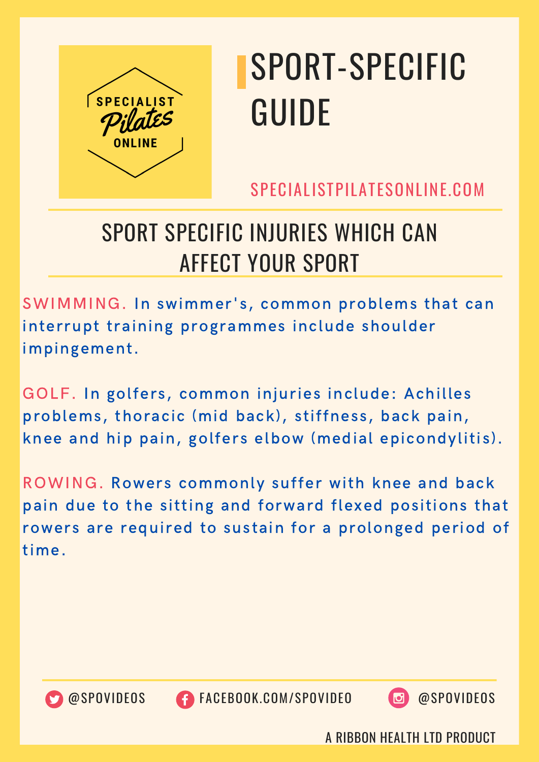SPECIALIST Pilates ONLINE

# SPORT-SPECIFIC GUIDE

SPECIALISTPILATESONLINE.COM

## SPORT SPECIFIC INJURIES WHICH CAN AFFECT YOUR SPORT

**SWIMMING.** In swimmer's, common problems that can interrupt training programmes include shoulder impingement.

**GOLF.** In golfers, common injuries include: Achilles problems, thoracic (mid back), stiffness, back pain, knee and hip pain, golfers elbow (medial epicondylitis).

**ROWING.** Rowers commonly suffer with knee and back pain due to the sitting and forward flexed positions that rowers are required to sustain for a prolonged period of time.

@SPOVIDEOS FACEBOOK.COM/SPOVIDEO @SPOVIDEOS

A RIBBON HEALTH LTD PRODUCT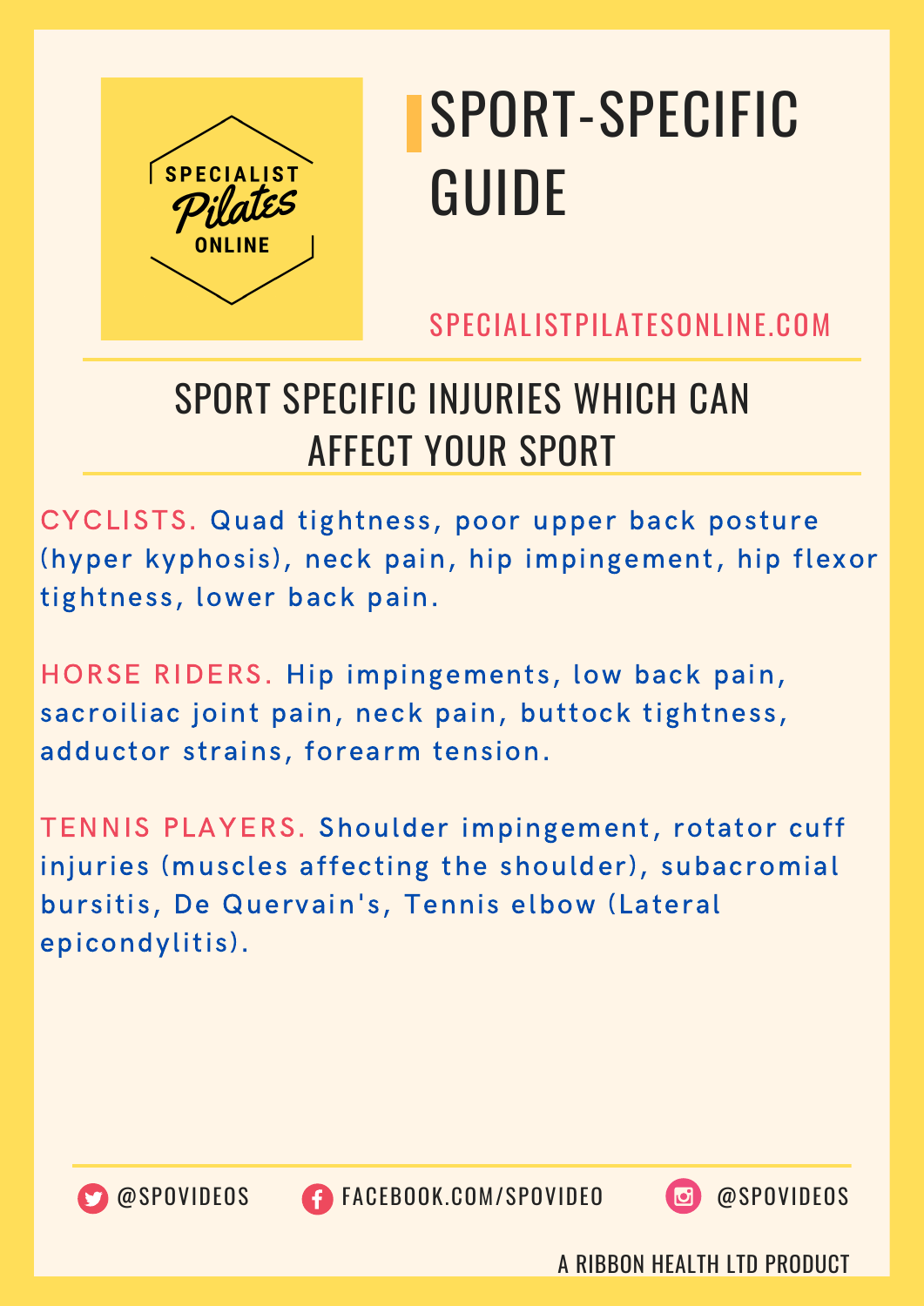SPECIALIST Pilates ONLINE

# SPORT-SPECIFIC GUIDE

SPECIALISTPILATESONLINE.COM

## SPORT SPECIFIC INJURIES WHICH CAN AFFECT YOUR SPORT

**CYCLISTS.** Quad tightness, poor upper back posture (hyper kyphosis), neck pain, hip impingement, hip flexor tightness, lower back pain.

**HORSE RIDERS.** Hip impingements, low back pain, sacroiliac joint pain, neck pain, buttock tightness, adductor strains, forearm tension.

**TENNIS PLAYERS.** Shoulder impingement, rotator cuff injuries (muscles affecting the shoulder), subacromial bursitis, De Quervain's, Tennis elbow (Lateral epicondylitis).

@SPOVIDEOS FACEBOOK.COM/SPOVIDEO @SPOVIDEOS

A RIBBON HEALTH LTD PRODUCT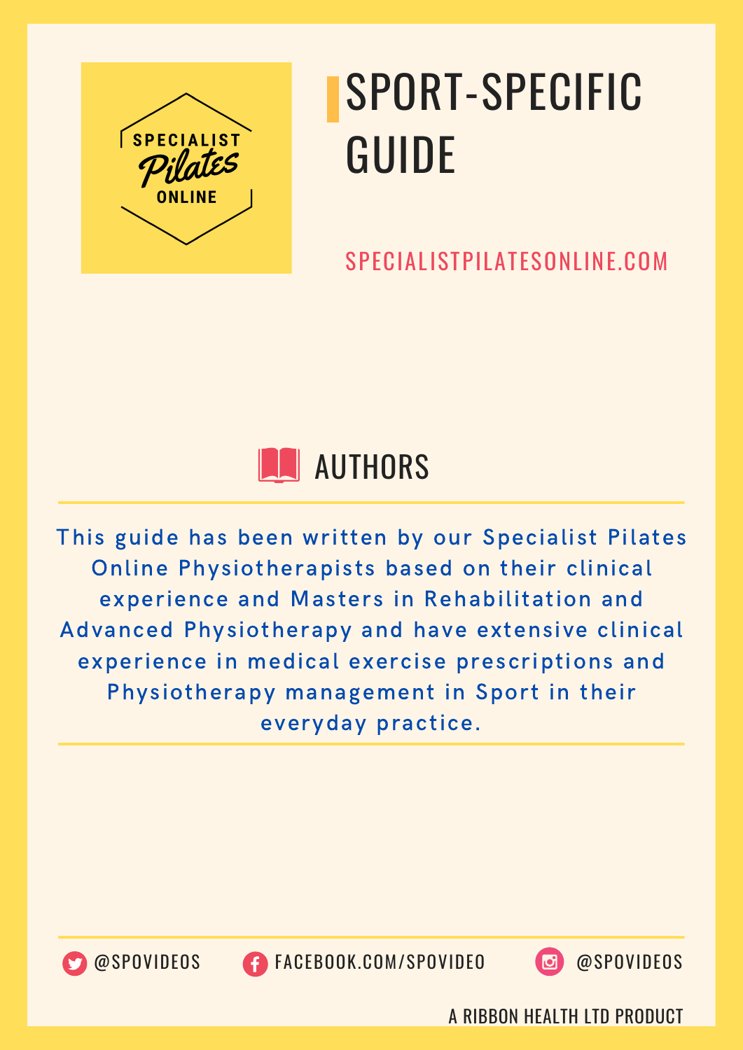SPECIALIST Pilates ONLINE

# SPORT-SPECIFIC GUIDE

SPECIALISTPILATESONLINE.COM

## AUTHORS

This guide has been written by our Specialist Pilates Online Physiotherapists based on their clinical experience and Masters in Rehabilitation and Advanced Physiotherapy and have extensive clinical experience in medical exercise prescriptions and Physiotherapy management in Sport in their everyday practice.

@SPOVIDEOS FACEBOOK.COM/SPOVIDEO @SPOVIDEOS

A RIBBON HEALTH LTD PRODUCT